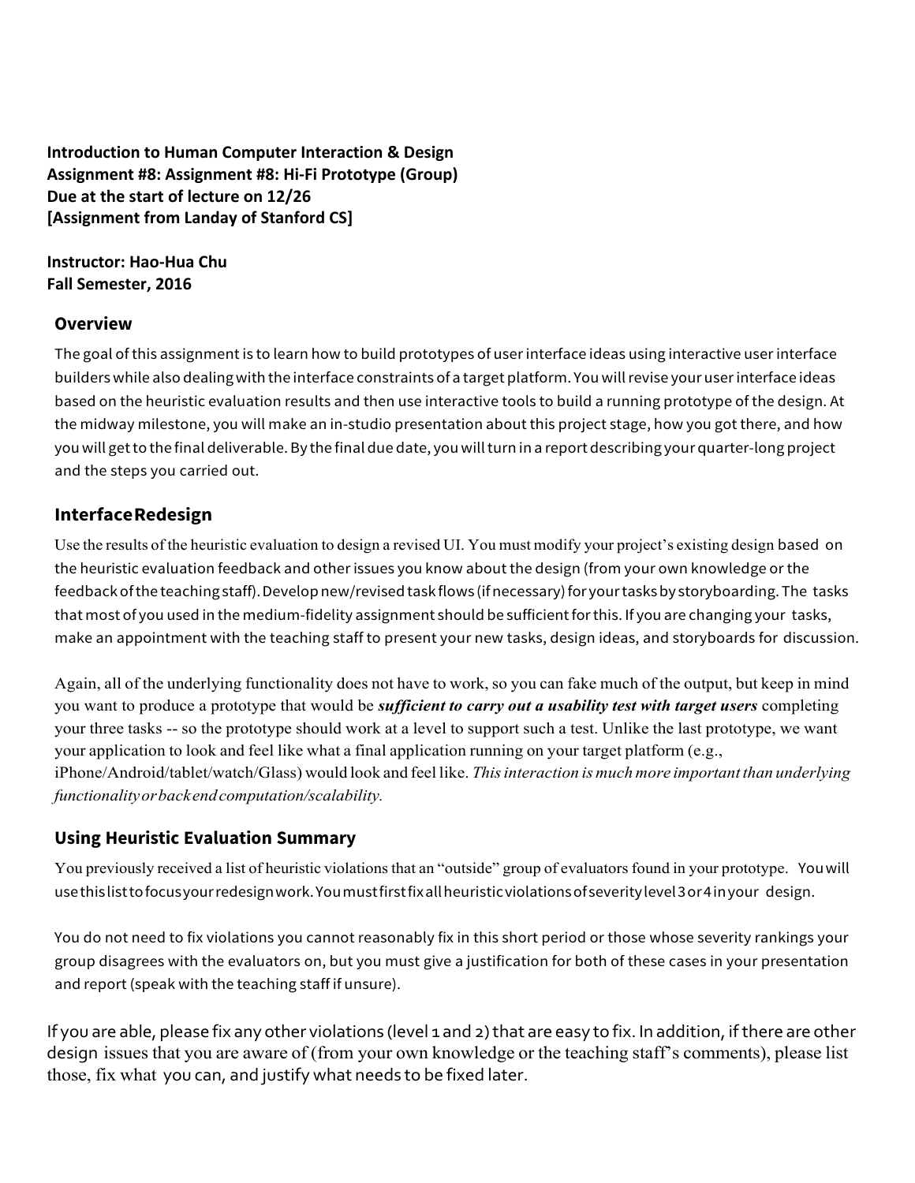**Introduction to Human Computer Interaction & Design**
**Assignment #8: Assignment #8: Hi-Fi Prototype (Group)**
**Due at the start of lecture on 12/26**
**[Assignment from Landay of Stanford CS]**

**Instructor: Hao-Hua Chu**
**Fall Semester, 2016**

## Overview

The goal of this assignment is to learn how to build prototypes of user interface ideas using interactive user interface builders while also dealing with the interface constraints of a target platform. You will revise your user interface ideas based on the heuristic evaluation results and then use interactive tools to build a running prototype of the design. At the midway milestone, you will make an in-studio presentation about this project stage, how you got there, and how you will get to the final deliverable. By the final due date, you will turn in a report describing your quarter-long project and the steps you carried out.

## Interface Redesign

Use the results of the heuristic evaluation to design a revised UI. You must modify your project's existing design based on the heuristic evaluation feedback and other issues you know about the design (from your own knowledge or the feedback of the teaching staff). Develop new/revised task flows (if necessary) for your tasks by storyboarding. The tasks that most of you used in the medium-fidelity assignment should be sufficient for this. If you are changing your tasks, make an appointment with the teaching staff to present your new tasks, design ideas, and storyboards for discussion.

Again, all of the underlying functionality does not have to work, so you can fake much of the output, but keep in mind you want to produce a prototype that would be ***sufficient to carry out a usability test with target users*** completing your three tasks -- so the prototype should work at a level to support such a test. Unlike the last prototype, we want your application to look and feel like what a final application running on your target platform (e.g., iPhone/Android/tablet/watch/Glass) would look and feel like. *This interaction is much more important than underlying functionality or back end computation/scalability.*

## Using Heuristic Evaluation Summary

You previously received a list of heuristic violations that an "outside" group of evaluators found in your prototype. You will use this list to focus your redesign work. You must first fix all heuristic violations of severity level 3 or 4 in your design.

You do not need to fix violations you cannot reasonably fix in this short period or those whose severity rankings your group disagrees with the evaluators on, but you must give a justification for both of these cases in your presentation and report (speak with the teaching staff if unsure).

If you are able, please fix any other violations (level 1 and 2) that are easy to fix. In addition, if there are other design issues that you are aware of (from your own knowledge or the teaching staff's comments), please list those, fix what you can, and justify what needs to be fixed later.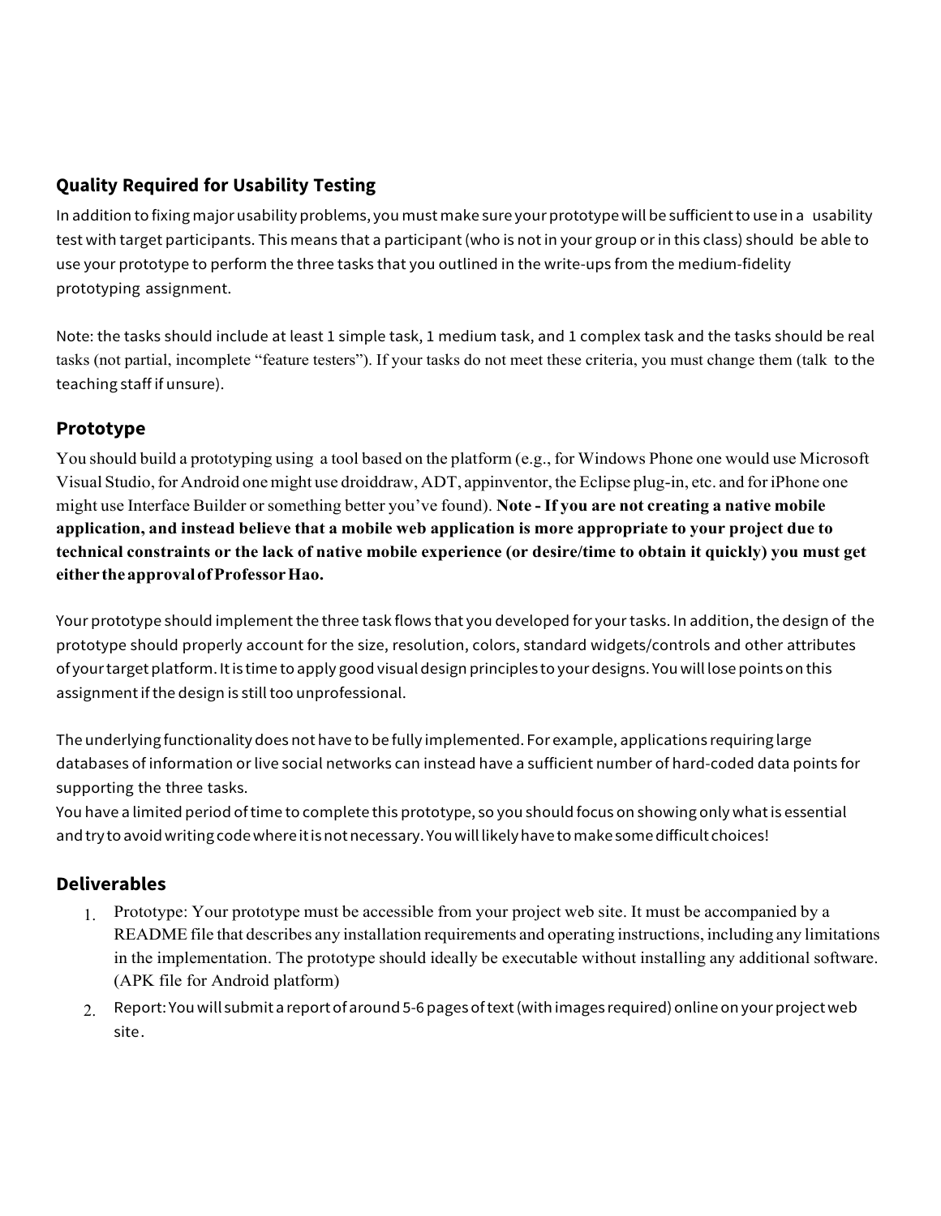### Quality Required for Usability Testing

In addition to fixing major usability problems, you must make sure your prototype will be sufficient to use in a usability test with target participants. This means that a participant (who is not in your group or in this class) should be able to use your prototype to perform the three tasks that you outlined in the write-ups from the medium-fidelity prototyping assignment.

Note: the tasks should include at least 1 simple task, 1 medium task, and 1 complex task and the tasks should be real tasks (not partial, incomplete "feature testers"). If your tasks do not meet these criteria, you must change them (talk to the teaching staff if unsure).

### Prototype

You should build a prototyping using a tool based on the platform (e.g., for Windows Phone one would use Microsoft Visual Studio, for Android one might use droiddraw, ADT, appinventor, the Eclipse plug-in, etc. and for iPhone one might use Interface Builder or something better you've found). **Note - If you are not creating a native mobile application, and instead believe that a mobile web application is more appropriate to your project due to technical constraints or the lack of native mobile experience (or desire/time to obtain it quickly) you must get either the approval of Professor Hao.**

Your prototype should implement the three task flows that you developed for your tasks. In addition, the design of the prototype should properly account for the size, resolution, colors, standard widgets/controls and other attributes of your target platform. It is time to apply good visual design principles to your designs. You will lose points on this assignment if the design is still too unprofessional.

The underlying functionality does not have to be fully implemented. For example, applications requiring large databases of information or live social networks can instead have a sufficient number of hard-coded data points for supporting the three tasks.
You have a limited period of time to complete this prototype, so you should focus on showing only what is essential and try to avoid writing code where it is not necessary. You will likely have to make some difficult choices!

### Deliverables

1. Prototype: Your prototype must be accessible from your project web site. It must be accompanied by a README file that describes any installation requirements and operating instructions, including any limitations in the implementation. The prototype should ideally be executable without installing any additional software. (APK file for Android platform)
2. Report: You will submit a report of around 5-6 pages of text (with images required) online on your project web site.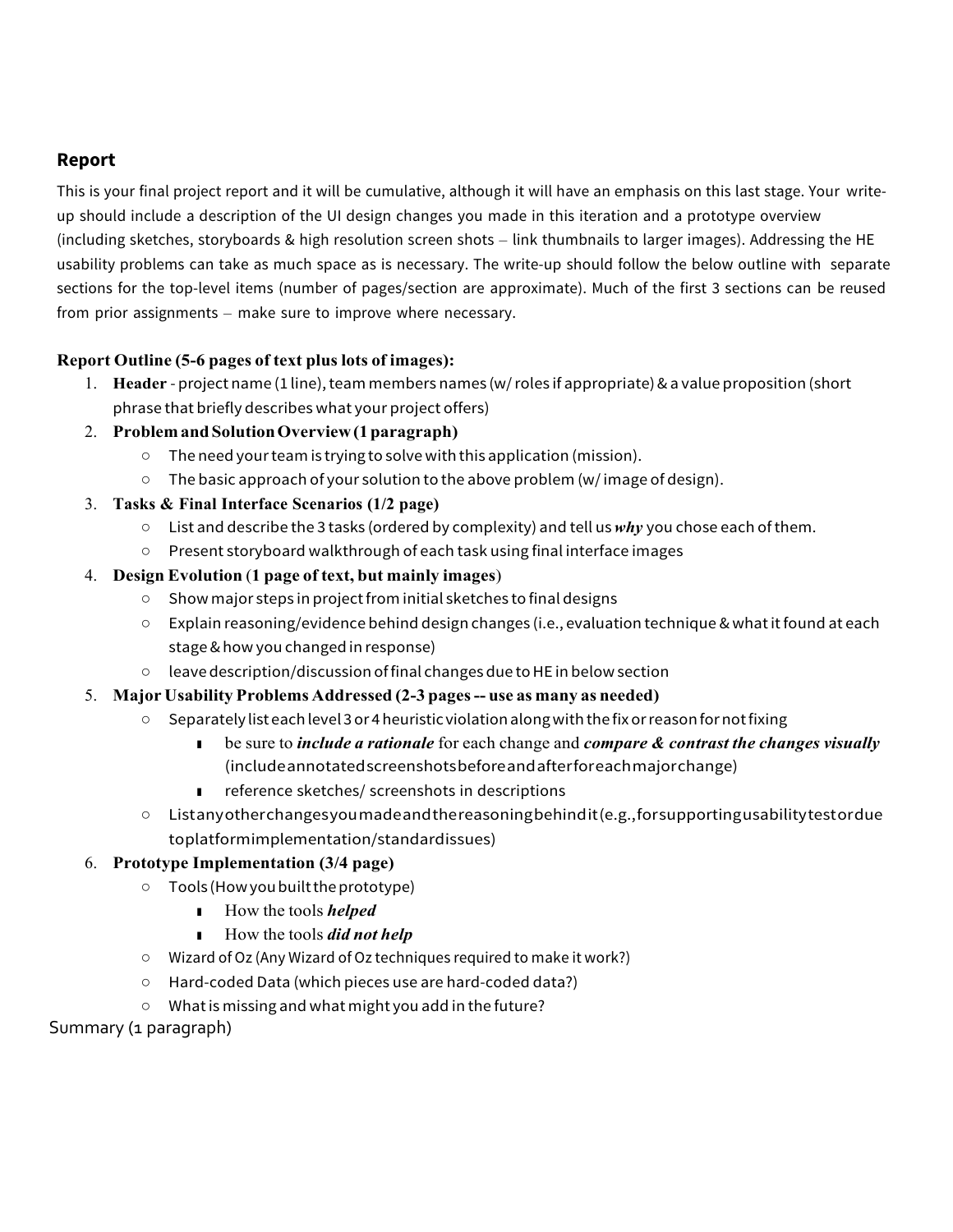## Report

This is your final project report and it will be cumulative, although it will have an emphasis on this last stage. Your write-up should include a description of the UI design changes you made in this iteration and a prototype overview (including sketches, storyboards & high resolution screen shots – link thumbnails to larger images). Addressing the HE usability problems can take as much space as is necessary. The write-up should follow the below outline with separate sections for the top-level items (number of pages/section are approximate). Much of the first 3 sections can be reused from prior assignments – make sure to improve where necessary.

### Report Outline (5-6 pages of text plus lots of images):

1. **Header** - project name (1 line), team members names (w/ roles if appropriate) & a value proposition (short phrase that briefly describes what your project offers)
2. **Problem and Solution Overview (1 paragraph)**
   - The need your team is trying to solve with this application (mission).
   - The basic approach of your solution to the above problem (w/ image of design).
3. **Tasks & Final Interface Scenarios (1/2 page)**
   - List and describe the 3 tasks (ordered by complexity) and tell us ***why*** you chose each of them.
   - Present storyboard walkthrough of each task using final interface images
4. **Design Evolution (1 page of text, but mainly images)**
   - Show major steps in project from initial sketches to final designs
   - Explain reasoning/evidence behind design changes (i.e., evaluation technique & what it found at each stage & how you changed in response)
   - leave description/discussion of final changes due to HE in below section
5. **Major Usability Problems Addressed (2-3 pages -- use as many as needed)**
   - Separately list each level 3 or 4 heuristic violation along with the fix or reason for not fixing
     - be sure to ***include a rationale*** for each change and ***compare & contrast the changes visually*** (include annotated screenshots before and after for each major change)
     - reference sketches/ screenshots in descriptions
   - List any other changes you made and the reasoning behind it (e.g., for supporting usability test or due to platform implementation/standard issues)
6. **Prototype Implementation (3/4 page)**
   - Tools (How you built the prototype)
     - How the tools ***helped***
     - How the tools ***did not help***
   - Wizard of Oz (Any Wizard of Oz techniques required to make it work?)
   - Hard-coded Data (which pieces use are hard-coded data?)
   - What is missing and what might you add in the future?

Summary (1 paragraph)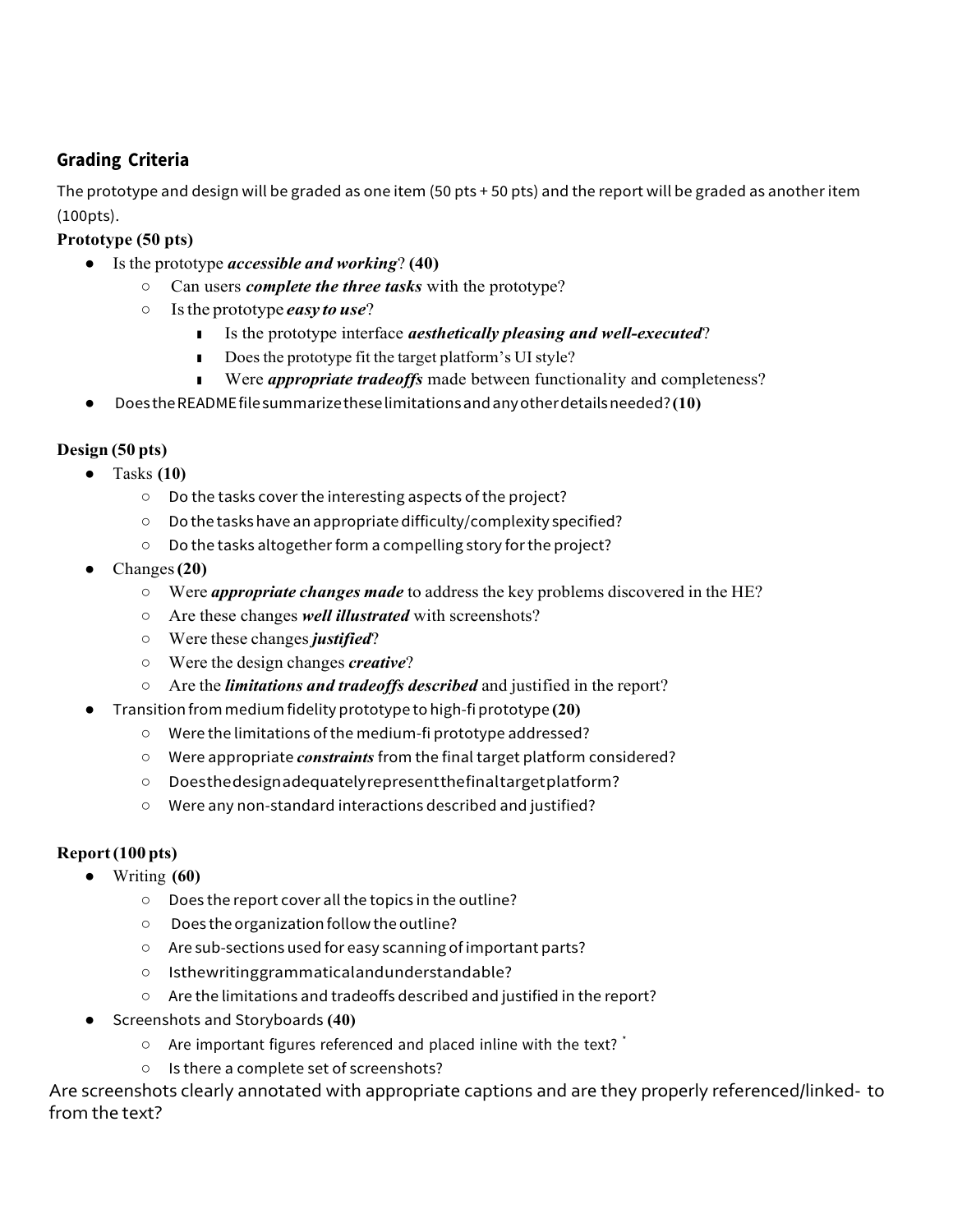## Grading Criteria

The prototype and design will be graded as one item (50 pts + 50 pts) and the report will be graded as another item (100pts).

**Prototype (50 pts)**

- Is the prototype ***accessible and working***? **(40)**
  - Can users ***complete the three tasks*** with the prototype?
  - Is the prototype ***easy to use***?
    - Is the prototype interface ***aesthetically pleasing and well-executed***?
    - Does the prototype fit the target platform's UI style?
    - Were ***appropriate tradeoffs*** made between functionality and completeness?
- Does the README file summarize these limitations and any other details needed? **(10)**

**Design (50 pts)**

- Tasks **(10)**
  - Do the tasks cover the interesting aspects of the project?
  - Do the tasks have an appropriate difficulty/complexity specified?
  - Do the tasks altogether form a compelling story for the project?
- Changes **(20)**
  - Were ***appropriate changes made*** to address the key problems discovered in the HE?
  - Are these changes ***well illustrated*** with screenshots?
  - Were these changes ***justified***?
  - Were the design changes ***creative***?
  - Are the ***limitations and tradeoffs described*** and justified in the report?
- Transition from medium fidelity prototype to high-fi prototype **(20)**
  - Were the limitations of the medium-fi prototype addressed?
  - Were appropriate ***constraints*** from the final target platform considered?
  - Does the design adequately represent the final target platform?
  - Were any non-standard interactions described and justified?

**Report (100 pts)**

- Writing **(60)**
  - Does the report cover all the topics in the outline?
  - Does the organization follow the outline?
  - Are sub-sections used for easy scanning of important parts?
  - Is the writing grammatical and understandable?
  - Are the limitations and tradeoffs described and justified in the report?
- Screenshots and Storyboards **(40)**
  - Are important figures referenced and placed inline with the text? *
  - Is there a complete set of screenshots?

Are screenshots clearly annotated with appropriate captions and are they properly referenced/linked- to from the text?